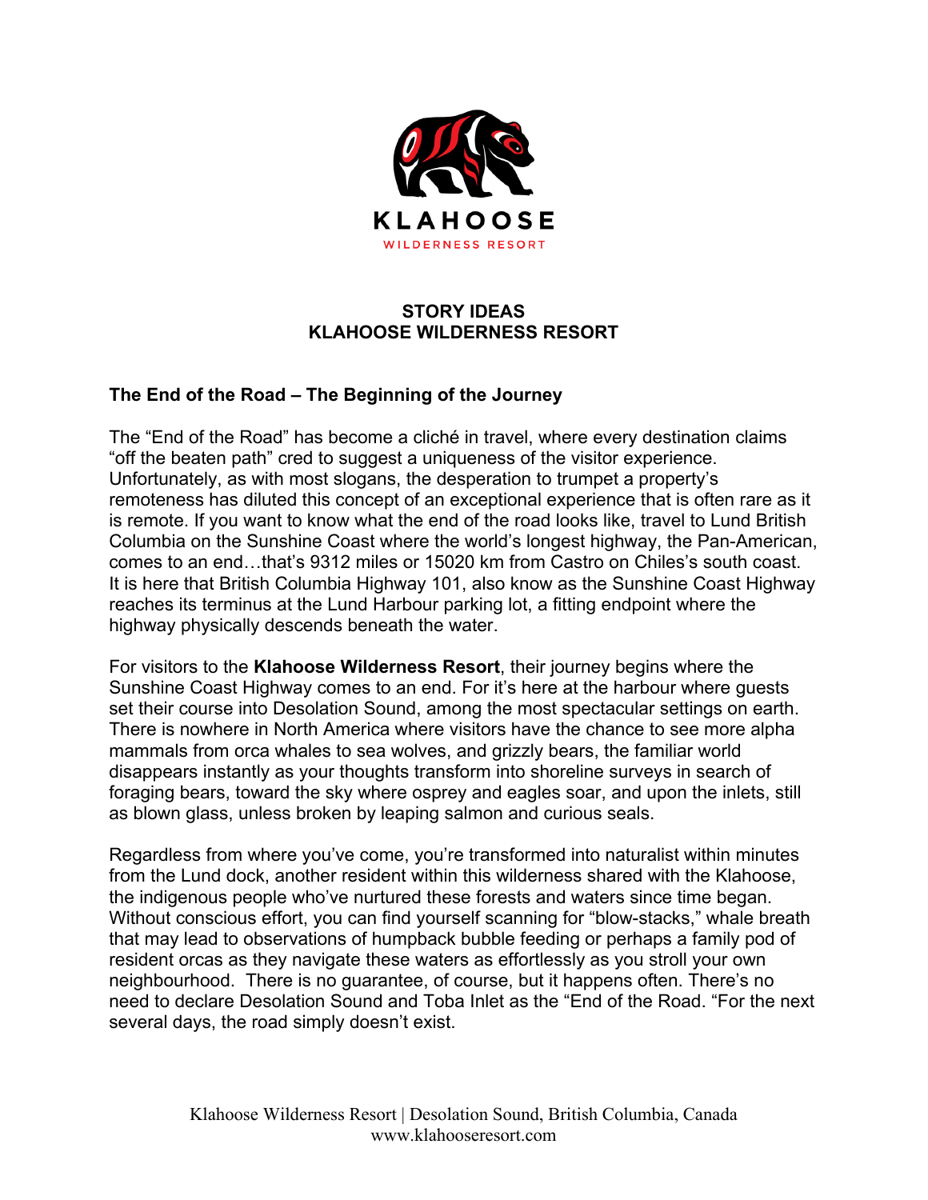KLAHOOSE

WILDERNESS RESORT

# STORY IDEAS
# KLAHOOSE WILDERNESS RESORT

## The End of the Road – The Beginning of the Journey

The "End of the Road" has become a cliché in travel, where every destination claims "off the beaten path" cred to suggest a uniqueness of the visitor experience. Unfortunately, as with most slogans, the desperation to trumpet a property's remoteness has diluted this concept of an exceptional experience that is often rare as it is remote. If you want to know what the end of the road looks like, travel to Lund British Columbia on the Sunshine Coast where the world's longest highway, the Pan-American, comes to an end…that's 9312 miles or 15020 km from Castro on Chiles's south coast. It is here that British Columbia Highway 101, also know as the Sunshine Coast Highway reaches its terminus at the Lund Harbour parking lot, a fitting endpoint where the highway physically descends beneath the water.

For visitors to the **Klahoose Wilderness Resort**, their journey begins where the Sunshine Coast Highway comes to an end. For it's here at the harbour where guests set their course into Desolation Sound, among the most spectacular settings on earth. There is nowhere in North America where visitors have the chance to see more alpha mammals from orca whales to sea wolves, and grizzly bears, the familiar world disappears instantly as your thoughts transform into shoreline surveys in search of foraging bears, toward the sky where osprey and eagles soar, and upon the inlets, still as blown glass, unless broken by leaping salmon and curious seals.

Regardless from where you've come, you're transformed into naturalist within minutes from the Lund dock, another resident within this wilderness shared with the Klahoose, the indigenous people who've nurtured these forests and waters since time began. Without conscious effort, you can find yourself scanning for "blow-stacks," whale breath that may lead to observations of humpback bubble feeding or perhaps a family pod of resident orcas as they navigate these waters as effortlessly as you stroll your own neighbourhood. There is no guarantee, of course, but it happens often. There's no need to declare Desolation Sound and Toba Inlet as the "End of the Road. "For the next several days, the road simply doesn't exist.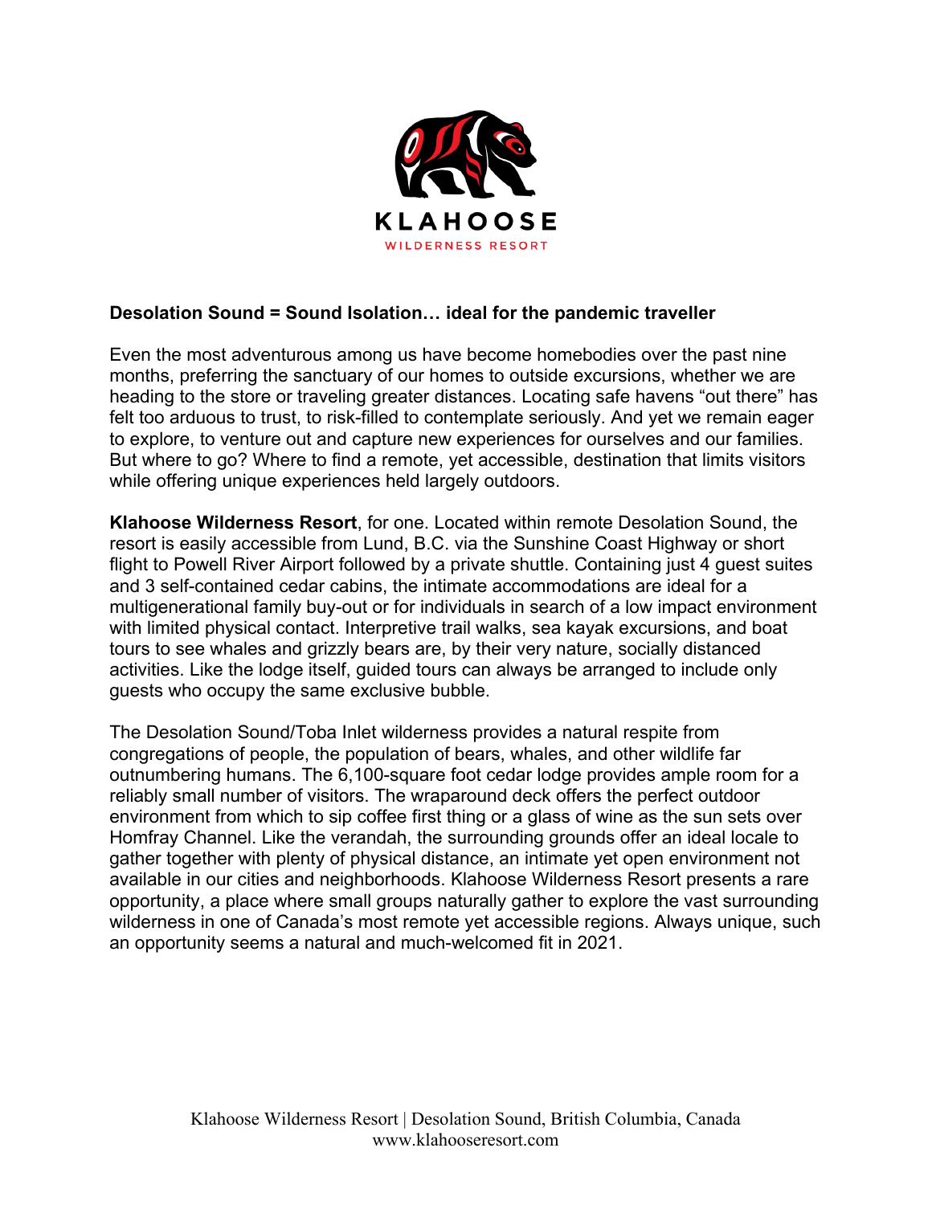KLAHOOSE

WILDERNESS RESORT

**Desolation Sound = Sound Isolation… ideal for the pandemic traveller**

Even the most adventurous among us have become homebodies over the past nine months, preferring the sanctuary of our homes to outside excursions, whether we are heading to the store or traveling greater distances. Locating safe havens “out there” has felt too arduous to trust, to risk-filled to contemplate seriously. And yet we remain eager to explore, to venture out and capture new experiences for ourselves and our families. But where to go? Where to find a remote, yet accessible, destination that limits visitors while offering unique experiences held largely outdoors.

**Klahoose Wilderness Resort**, for one. Located within remote Desolation Sound, the resort is easily accessible from Lund, B.C. via the Sunshine Coast Highway or short flight to Powell River Airport followed by a private shuttle. Containing just 4 guest suites and 3 self-contained cedar cabins, the intimate accommodations are ideal for a multigenerational family buy-out or for individuals in search of a low impact environment with limited physical contact. Interpretive trail walks, sea kayak excursions, and boat tours to see whales and grizzly bears are, by their very nature, socially distanced activities. Like the lodge itself, guided tours can always be arranged to include only guests who occupy the same exclusive bubble.

The Desolation Sound/Toba Inlet wilderness provides a natural respite from congregations of people, the population of bears, whales, and other wildlife far outnumbering humans. The 6,100-square foot cedar lodge provides ample room for a reliably small number of visitors. The wraparound deck offers the perfect outdoor environment from which to sip coffee first thing or a glass of wine as the sun sets over Homfray Channel. Like the verandah, the surrounding grounds offer an ideal locale to gather together with plenty of physical distance, an intimate yet open environment not available in our cities and neighborhoods. Klahoose Wilderness Resort presents a rare opportunity, a place where small groups naturally gather to explore the vast surrounding wilderness in one of Canada’s most remote yet accessible regions. Always unique, such an opportunity seems a natural and much-welcomed fit in 2021.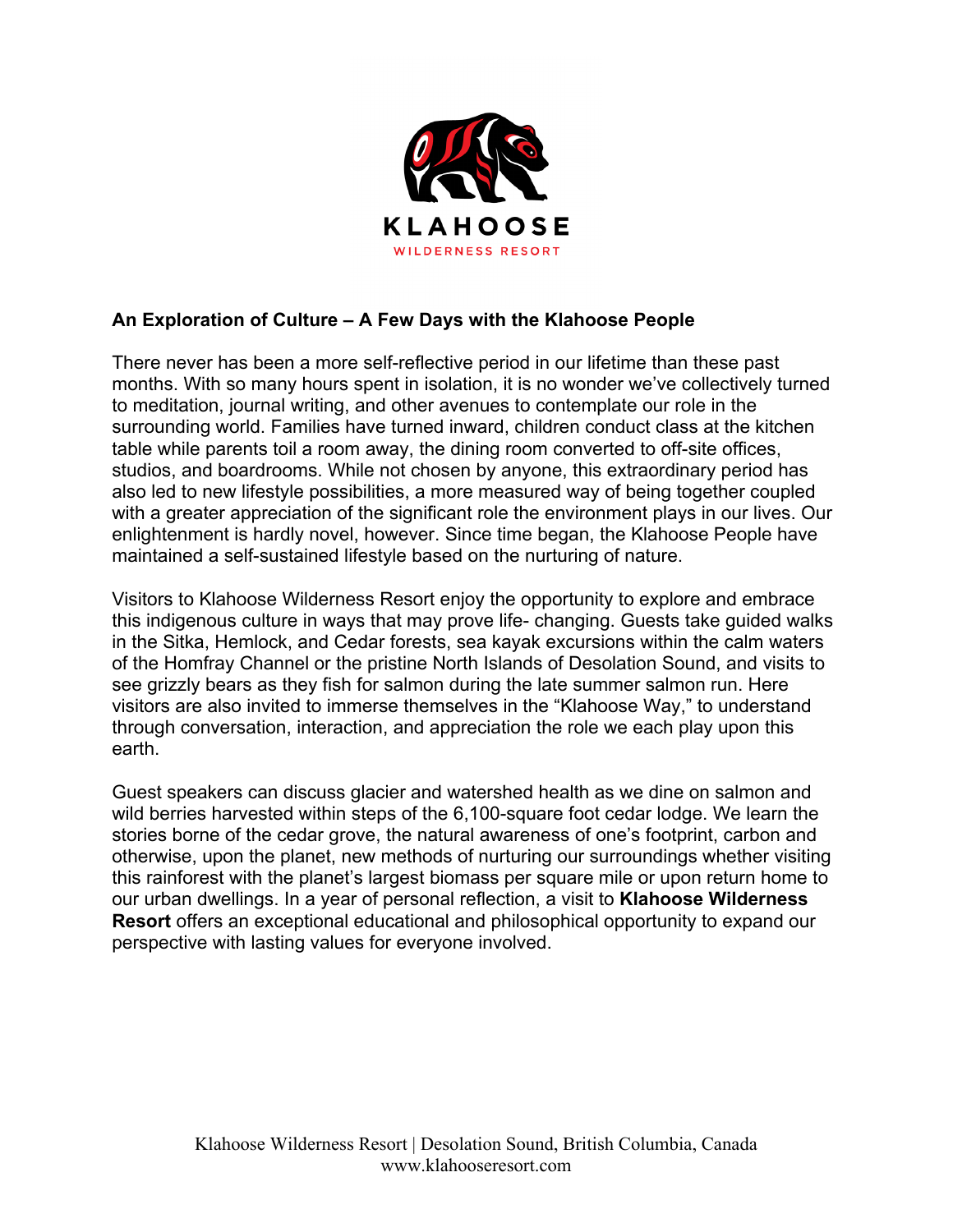KLAHOOSE

WILDERNESS RESORT

**An Exploration of Culture – A Few Days with the Klahoose People**

There never has been a more self-reflective period in our lifetime than these past months. With so many hours spent in isolation, it is no wonder we've collectively turned to meditation, journal writing, and other avenues to contemplate our role in the surrounding world. Families have turned inward, children conduct class at the kitchen table while parents toil a room away, the dining room converted to off-site offices, studios, and boardrooms. While not chosen by anyone, this extraordinary period has also led to new lifestyle possibilities, a more measured way of being together coupled with a greater appreciation of the significant role the environment plays in our lives. Our enlightenment is hardly novel, however. Since time began, the Klahoose People have maintained a self-sustained lifestyle based on the nurturing of nature.

Visitors to Klahoose Wilderness Resort enjoy the opportunity to explore and embrace this indigenous culture in ways that may prove life- changing. Guests take guided walks in the Sitka, Hemlock, and Cedar forests, sea kayak excursions within the calm waters of the Homfray Channel or the pristine North Islands of Desolation Sound, and visits to see grizzly bears as they fish for salmon during the late summer salmon run. Here visitors are also invited to immerse themselves in the "Klahoose Way," to understand through conversation, interaction, and appreciation the role we each play upon this earth.

Guest speakers can discuss glacier and watershed health as we dine on salmon and wild berries harvested within steps of the 6,100-square foot cedar lodge. We learn the stories borne of the cedar grove, the natural awareness of one's footprint, carbon and otherwise, upon the planet, new methods of nurturing our surroundings whether visiting this rainforest with the planet's largest biomass per square mile or upon return home to our urban dwellings. In a year of personal reflection, a visit to **Klahoose Wilderness Resort** offers an exceptional educational and philosophical opportunity to expand our perspective with lasting values for everyone involved.

Klahoose Wilderness Resort | Desolation Sound, British Columbia, Canada
www.klahooseresort.com